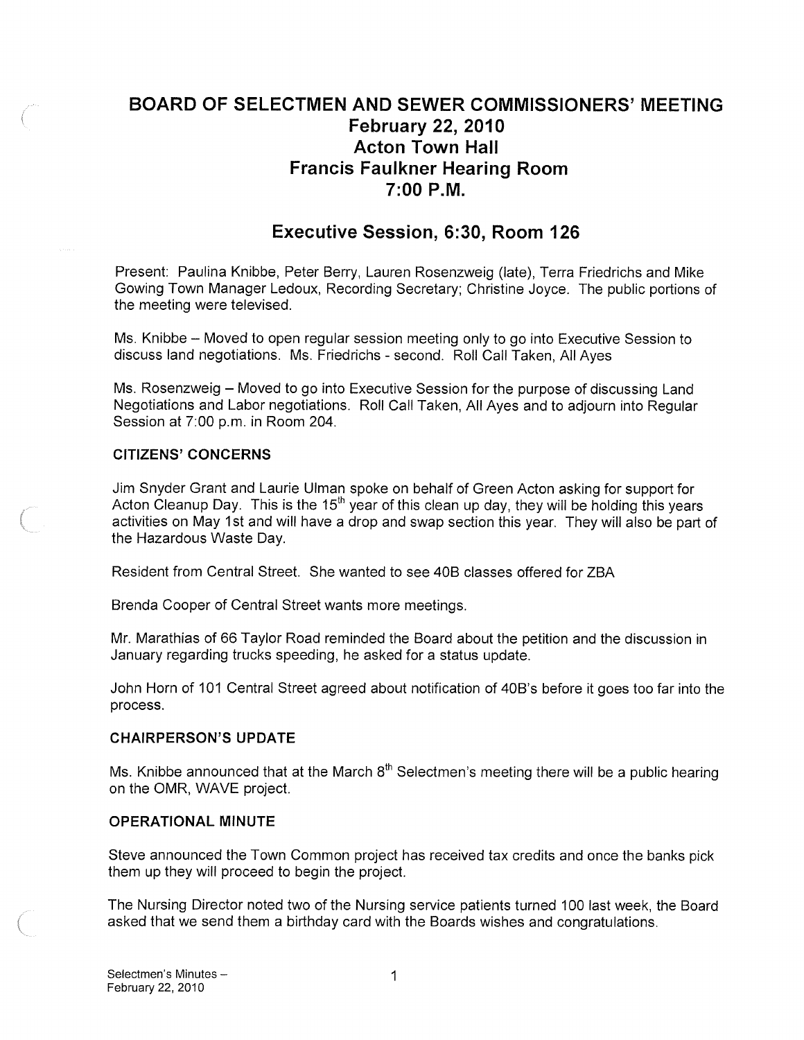# BOARD OF SELECTMEN AND SEWER COMMISSIONERS' MEETING
## February 22, 2010
## Acton Town Hall
## Francis Faulkner Hearing Room
## 7:00 P.M.

## Executive Session, 6:30, Room 126

Present: Paulina Knibbe, Peter Berry, Lauren Rosenzweig (late), Terra Friedrichs and Mike Gowing Town Manager Ledoux, Recording Secretary; Christine Joyce. The public portions of the meeting were televised.

Ms. Knibbe – Moved to open regular session meeting only to go into Executive Session to discuss land negotiations. Ms. Friedrichs - second. Roll Call Taken, All Ayes

Ms. Rosenzweig – Moved to go into Executive Session for the purpose of discussing Land Negotiations and Labor negotiations. Roll Call Taken, All Ayes and to adjourn into Regular Session at 7:00 p.m. in Room 204.

### CITIZENS' CONCERNS

Jim Snyder Grant and Laurie Ulman spoke on behalf of Green Acton asking for support for Acton Cleanup Day. This is the 15th year of this clean up day, they will be holding this years activities on May 1st and will have a drop and swap section this year. They will also be part of the Hazardous Waste Day.

Resident from Central Street. She wanted to see 40B classes offered for ZBA

Brenda Cooper of Central Street wants more meetings.

Mr. Marathias of 66 Taylor Road reminded the Board about the petition and the discussion in January regarding trucks speeding, he asked for a status update.

John Horn of 101 Central Street agreed about notification of 40B's before it goes too far into the process.

### CHAIRPERSON'S UPDATE

Ms. Knibbe announced that at the March 8th Selectmen's meeting there will be a public hearing on the OMR, WAVE project.

### OPERATIONAL MINUTE

Steve announced the Town Common project has received tax credits and once the banks pick them up they will proceed to begin the project.

The Nursing Director noted two of the Nursing service patients turned 100 last week, the Board asked that we send them a birthday card with the Boards wishes and congratulations.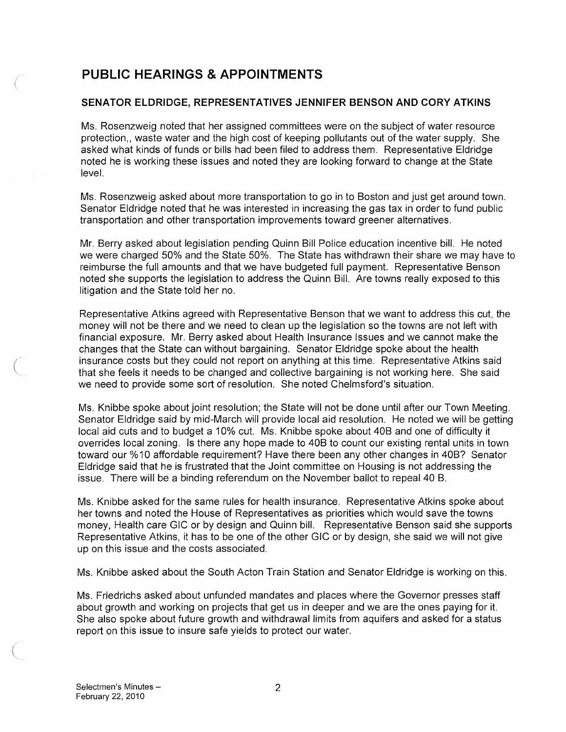## PUBLIC HEARINGS & APPOINTMENTS

### SENATOR ELDRIDGE, REPRESENTATIVES JENNIFER BENSON AND CORY ATKINS

Ms. Rosenzweig noted that her assigned committees were on the subject of water resource protection,, waste water and the high cost of keeping pollutants out of the water supply. She asked what kinds of funds or bills had been filed to address them. Representative Eldridge noted he is working these issues and noted they are looking forward to change at the State level.

Ms. Rosenzweig asked about more transportation to go in to Boston and just get around town. Senator Eldridge noted that he was interested in increasing the gas tax in order to fund public transportation and other transportation improvements toward greener alternatives.

Mr. Berry asked about legislation pending Quinn Bill Police education incentive bill. He noted we were charged 50% and the State 50%. The State has withdrawn their share we may have to reimburse the full amounts and that we have budgeted full payment. Representative Benson noted she supports the legislation to address the Quinn Bill. Are towns really exposed to this litigation and the State told her no.

Representative Atkins agreed with Representative Benson that we want to address this cut, the money will not be there and we need to clean up the legislation so the towns are not left with financial exposure. Mr. Berry asked about Health Insurance Issues and we cannot make the changes that the State can without bargaining. Senator Eldridge spoke about the health insurance costs but they could not report on anything at this time. Representative Atkins said that she feels it needs to be changed and collective bargaining is not working here. She said we need to provide some sort of resolution. She noted Chelmsford's situation.

Ms. Knibbe spoke about joint resolution; the State will not be done until after our Town Meeting. Senator Eldridge said by mid-March will provide local aid resolution. He noted we will be getting local aid cuts and to budget a 10% cut. Ms. Knibbe spoke about 40B and one of difficulty it overrides local zoning. Is there any hope made to 40B to count our existing rental units in town toward our %10 affordable requirement? Have there been any other changes in 40B? Senator Eldridge said that he is frustrated that the Joint committee on Housing is not addressing the issue. There will be a binding referendum on the November ballot to repeal 40 B.

Ms. Knibbe asked for the same rules for health insurance. Representative Atkins spoke about her towns and noted the House of Representatives as priorities which would save the towns money, Health care GIC or by design and Quinn bill. Representative Benson said she supports Representative Atkins, it has to be one of the other GIC or by design, she said we will not give up on this issue and the costs associated.

Ms. Knibbe asked about the South Acton Train Station and Senator Eldridge is working on this.

Ms. Friedrichs asked about unfunded mandates and places where the Governor presses staff about growth and working on projects that get us in deeper and we are the ones paying for it. She also spoke about future growth and withdrawal limits from aquifers and asked for a status report on this issue to insure safe yields to protect our water.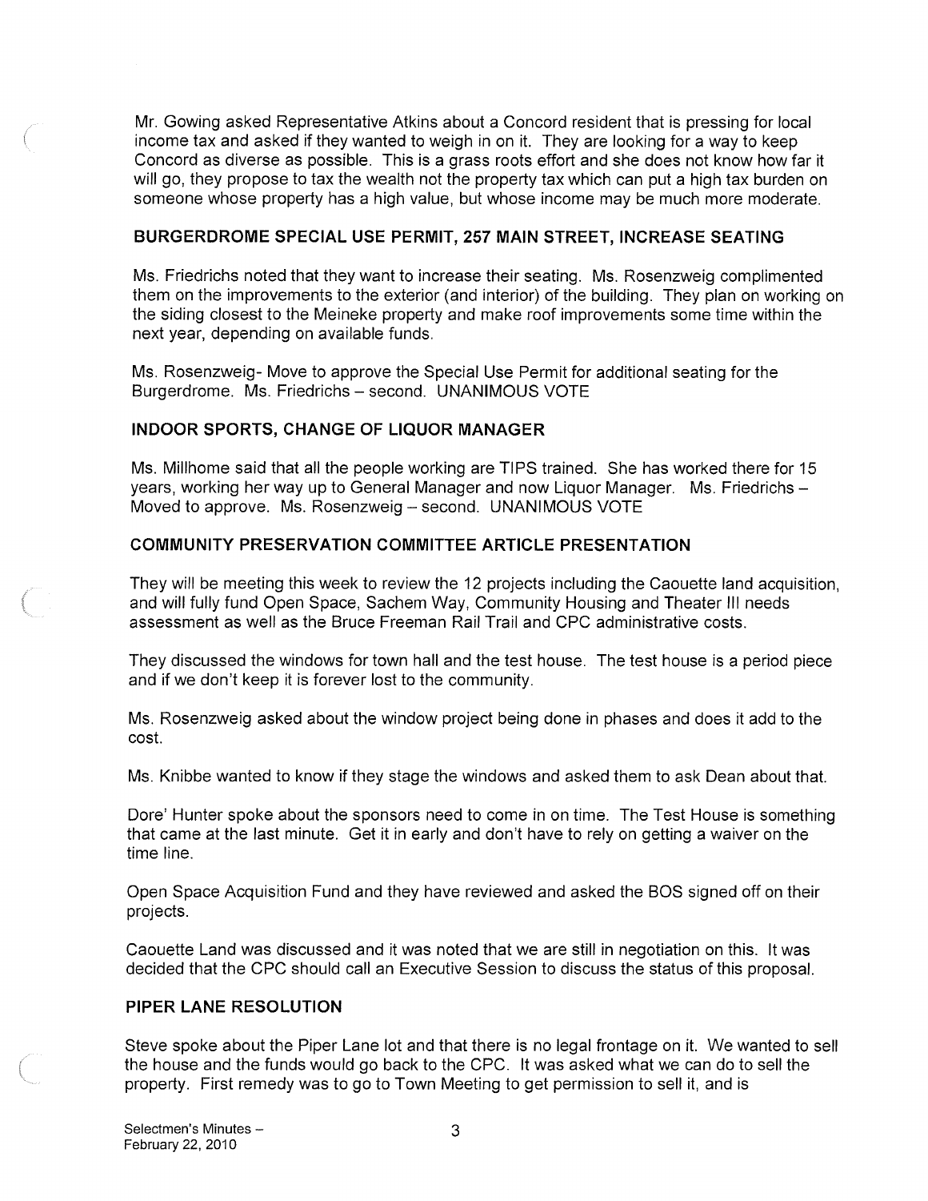Mr. Gowing asked Representative Atkins about a Concord resident that is pressing for local income tax and asked if they wanted to weigh in on it. They are looking for a way to keep Concord as diverse as possible. This is a grass roots effort and she does not know how far it will go, they propose to tax the wealth not the property tax which can put a high tax burden on someone whose property has a high value, but whose income may be much more moderate.

### BURGERDROME SPECIAL USE PERMIT, 257 MAIN STREET, INCREASE SEATING

Ms. Friedrichs noted that they want to increase their seating. Ms. Rosenzweig complimented them on the improvements to the exterior (and interior) of the building. They plan on working on the siding closest to the Meineke property and make roof improvements some time within the next year, depending on available funds.

Ms. Rosenzweig- Move to approve the Special Use Permit for additional seating for the Burgerdrome. Ms. Friedrichs – second. UNANIMOUS VOTE

### INDOOR SPORTS, CHANGE OF LIQUOR MANAGER

Ms. Millhome said that all the people working are TIPS trained. She has worked there for 15 years, working her way up to General Manager and now Liquor Manager. Ms. Friedrichs – Moved to approve. Ms. Rosenzweig – second. UNANIMOUS VOTE

### COMMUNITY PRESERVATION COMMITTEE ARTICLE PRESENTATION

They will be meeting this week to review the 12 projects including the Caouette land acquisition, and will fully fund Open Space, Sachem Way, Community Housing and Theater III needs assessment as well as the Bruce Freeman Rail Trail and CPC administrative costs.

They discussed the windows for town hall and the test house. The test house is a period piece and if we don't keep it is forever lost to the community.

Ms. Rosenzweig asked about the window project being done in phases and does it add to the cost.

Ms. Knibbe wanted to know if they stage the windows and asked them to ask Dean about that.

Dore' Hunter spoke about the sponsors need to come in on time. The Test House is something that came at the last minute. Get it in early and don't have to rely on getting a waiver on the time line.

Open Space Acquisition Fund and they have reviewed and asked the BOS signed off on their projects.

Caouette Land was discussed and it was noted that we are still in negotiation on this. It was decided that the CPC should call an Executive Session to discuss the status of this proposal.

### PIPER LANE RESOLUTION

Steve spoke about the Piper Lane lot and that there is no legal frontage on it. We wanted to sell the house and the funds would go back to the CPC. It was asked what we can do to sell the property. First remedy was to go to Town Meeting to get permission to sell it, and is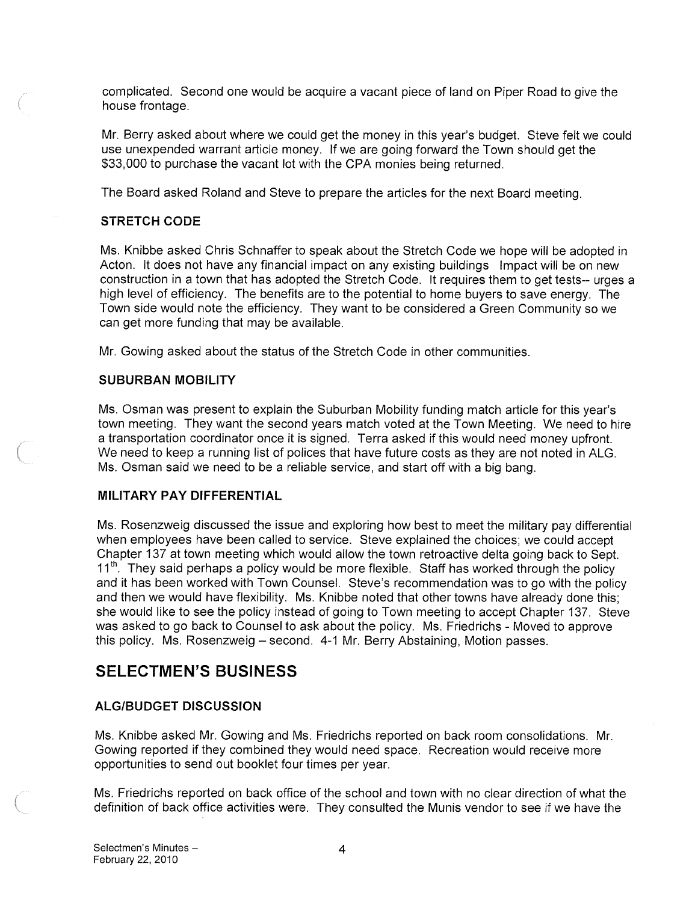complicated. Second one would be acquire a vacant piece of land on Piper Road to give the house frontage.

Mr. Berry asked about where we could get the money in this year's budget. Steve felt we could use unexpended warrant article money. If we are going forward the Town should get the $33,000 to purchase the vacant lot with the CPA monies being returned.

The Board asked Roland and Steve to prepare the articles for the next Board meeting.

### STRETCH CODE

Ms. Knibbe asked Chris Schnaffer to speak about the Stretch Code we hope will be adopted in Acton. It does not have any financial impact on any existing buildings Impact will be on new construction in a town that has adopted the Stretch Code. It requires them to get tests-- urges a high level of efficiency. The benefits are to the potential to home buyers to save energy. The Town side would note the efficiency. They want to be considered a Green Community so we can get more funding that may be available.

Mr. Gowing asked about the status of the Stretch Code in other communities.

### SUBURBAN MOBILITY

Ms. Osman was present to explain the Suburban Mobility funding match article for this year's town meeting. They want the second years match voted at the Town Meeting. We need to hire a transportation coordinator once it is signed. Terra asked if this would need money upfront. We need to keep a running list of polices that have future costs as they are not noted in ALG. Ms. Osman said we need to be a reliable service, and start off with a big bang.

### MILITARY PAY DIFFERENTIAL

Ms. Rosenzweig discussed the issue and exploring how best to meet the military pay differential when employees have been called to service. Steve explained the choices; we could accept Chapter 137 at town meeting which would allow the town retroactive delta going back to Sept. 11th. They said perhaps a policy would be more flexible. Staff has worked through the policy and it has been worked with Town Counsel. Steve's recommendation was to go with the policy and then we would have flexibility. Ms. Knibbe noted that other towns have already done this; she would like to see the policy instead of going to Town meeting to accept Chapter 137. Steve was asked to go back to Counsel to ask about the policy. Ms. Friedrichs - Moved to approve this policy. Ms. Rosenzweig – second. 4-1 Mr. Berry Abstaining, Motion passes.

## SELECTMEN'S BUSINESS

### ALG/BUDGET DISCUSSION

Ms. Knibbe asked Mr. Gowing and Ms. Friedrichs reported on back room consolidations. Mr. Gowing reported if they combined they would need space. Recreation would receive more opportunities to send out booklet four times per year.

Ms. Friedrichs reported on back office of the school and town with no clear direction of what the definition of back office activities were. They consulted the Munis vendor to see if we have the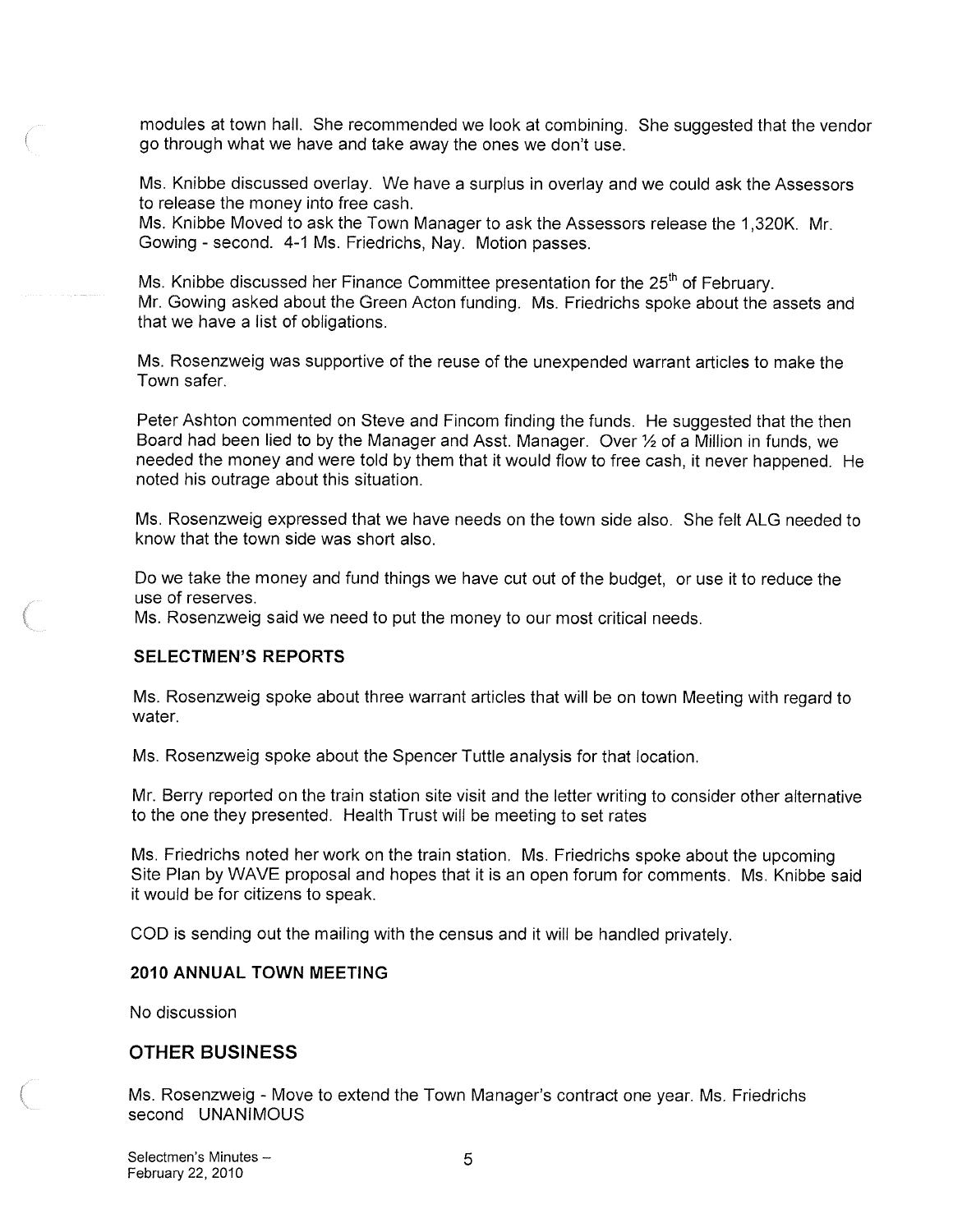modules at town hall. She recommended we look at combining. She suggested that the vendor go through what we have and take away the ones we don't use.

Ms. Knibbe discussed overlay. We have a surplus in overlay and we could ask the Assessors to release the money into free cash.
Ms. Knibbe Moved to ask the Town Manager to ask the Assessors release the 1,320K. Mr. Gowing - second. 4-1 Ms. Friedrichs, Nay. Motion passes.

Ms. Knibbe discussed her Finance Committee presentation for the 25th of February.
Mr. Gowing asked about the Green Acton funding. Ms. Friedrichs spoke about the assets and that we have a list of obligations.

Ms. Rosenzweig was supportive of the reuse of the unexpended warrant articles to make the Town safer.

Peter Ashton commented on Steve and Fincom finding the funds. He suggested that the then Board had been lied to by the Manager and Asst. Manager. Over ½ of a Million in funds, we needed the money and were told by them that it would flow to free cash, it never happened. He noted his outrage about this situation.

Ms. Rosenzweig expressed that we have needs on the town side also. She felt ALG needed to know that the town side was short also.

Do we take the money and fund things we have cut out of the budget, or use it to reduce the use of reserves.
Ms. Rosenzweig said we need to put the money to our most critical needs.

## SELECTMEN'S REPORTS

Ms. Rosenzweig spoke about three warrant articles that will be on town Meeting with regard to water.

Ms. Rosenzweig spoke about the Spencer Tuttle analysis for that location.

Mr. Berry reported on the train station site visit and the letter writing to consider other alternative to the one they presented. Health Trust will be meeting to set rates

Ms. Friedrichs noted her work on the train station. Ms. Friedrichs spoke about the upcoming Site Plan by WAVE proposal and hopes that it is an open forum for comments. Ms. Knibbe said it would be for citizens to speak.

COD is sending out the mailing with the census and it will be handled privately.

## 2010 ANNUAL TOWN MEETING

No discussion

## OTHER BUSINESS

Ms. Rosenzweig - Move to extend the Town Manager's contract one year. Ms. Friedrichs second UNANIMOUS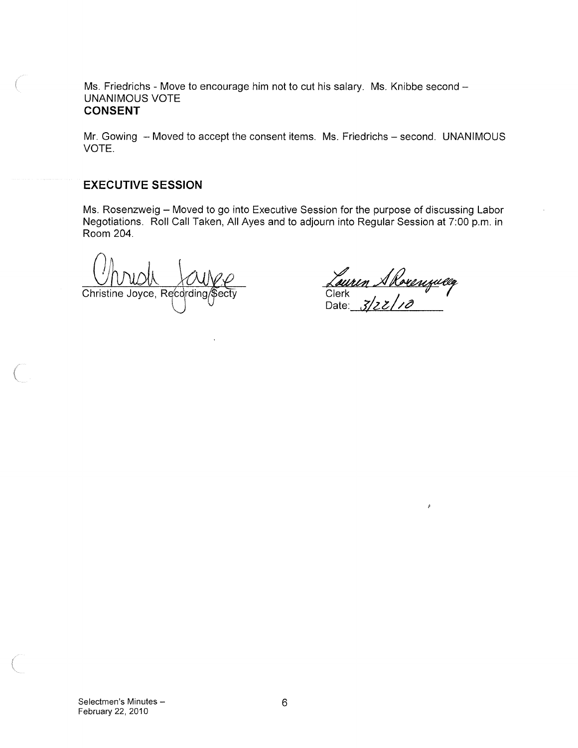Ms. Friedrichs - Move to encourage him not to cut his salary. Ms. Knibbe second – UNANIMOUS VOTE

**CONSENT**

Mr. Gowing – Moved to accept the consent items. Ms. Friedrichs – second. UNANIMOUS VOTE.

**EXECUTIVE SESSION**

Ms. Rosenzweig – Moved to go into Executive Session for the purpose of discussing Labor Negotiations. Roll Call Taken, All Ayes and to adjourn into Regular Session at 7:00 p.m. in Room 204.

Christine Joyce, Recording Secty

Lauren A Rosenzweig
Clerk
Date: 3/22/10

Selectmen's Minutes – February 22, 2010